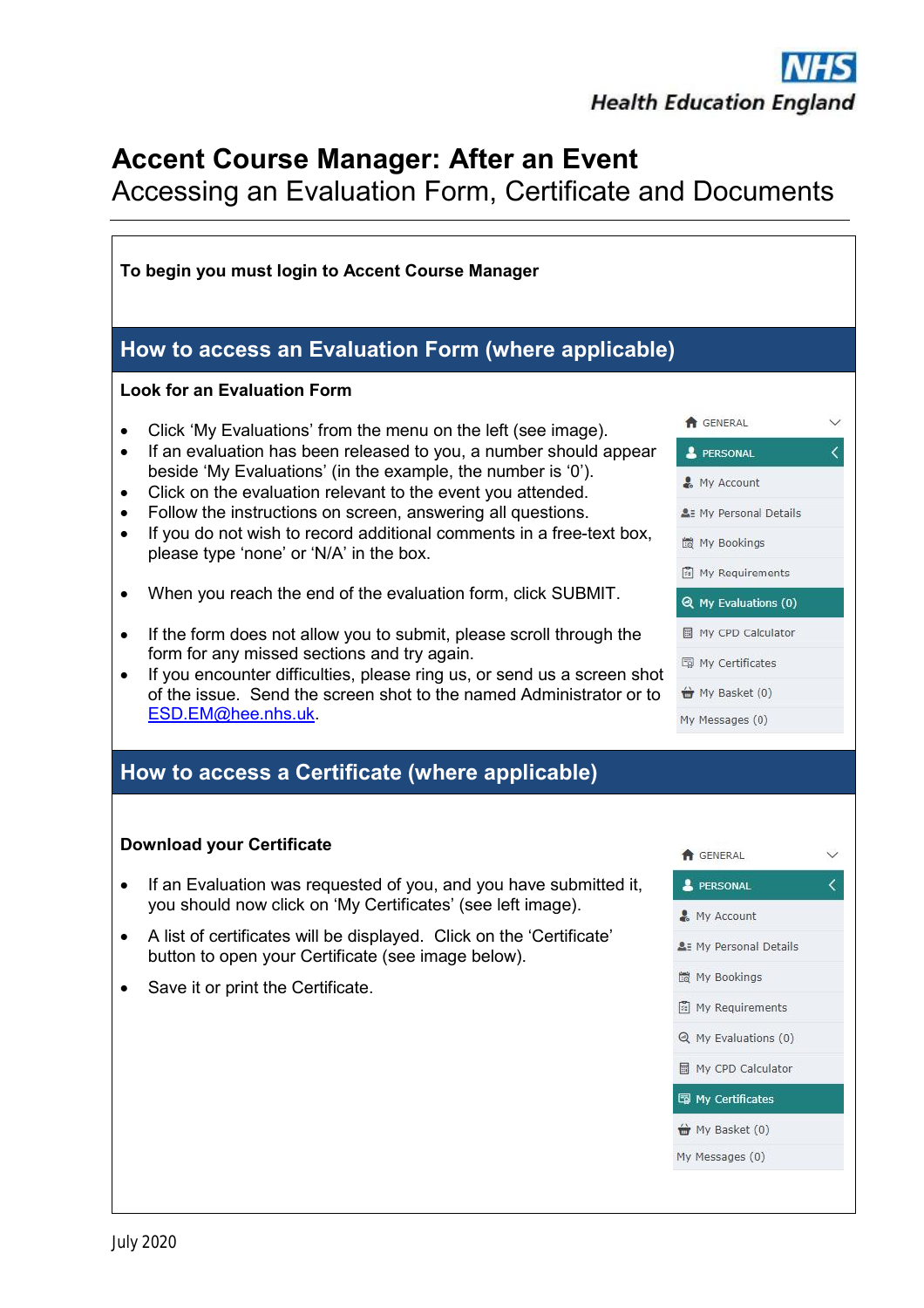# Accent Course Manager: After an Event

Accessing an Evaluation Form, Certificate and Documents

**To begin you must login to Accent Course Manager**

## How to access an Evaluation Form (where applicable)

**Look for an Evaluation Form**

- Click 'My Evaluations' from the menu on the left (see image).
- If an evaluation has been released to you, a number should appear beside 'My Evaluations' (in the example, the number is '0').
- Click on the evaluation relevant to the event you attended.
- Follow the instructions on screen, answering all questions.
- If you do not wish to record additional comments in a free-text box, please type 'none' or 'N/A' in the box.
- When you reach the end of the evaluation form, click SUBMIT.
- If the form does not allow you to submit, please scroll through the form for any missed sections and try again.
- If you encounter difficulties, please ring us, or send us a screen shot of the issue. Send the screen shot to the named Administrator or to ESD.EM@hee.nhs.uk.

GENERAL
PERSONAL
My Account
My Personal Details
My Bookings
My Requirements
My Evaluations (0)
My CPD Calculator
My Certificates
My Basket (0)
My Messages (0)

## How to access a Certificate (where applicable)

**Download your Certificate**

- If an Evaluation was requested of you, and you have submitted it, you should now click on 'My Certificates' (see left image).
- A list of certificates will be displayed. Click on the 'Certificate' button to open your Certificate (see image below).
- Save it or print the Certificate.

GENERAL
PERSONAL
My Account
My Personal Details
My Bookings
My Requirements
My Evaluations (0)
My CPD Calculator
My Certificates
My Basket (0)
My Messages (0)

July 2020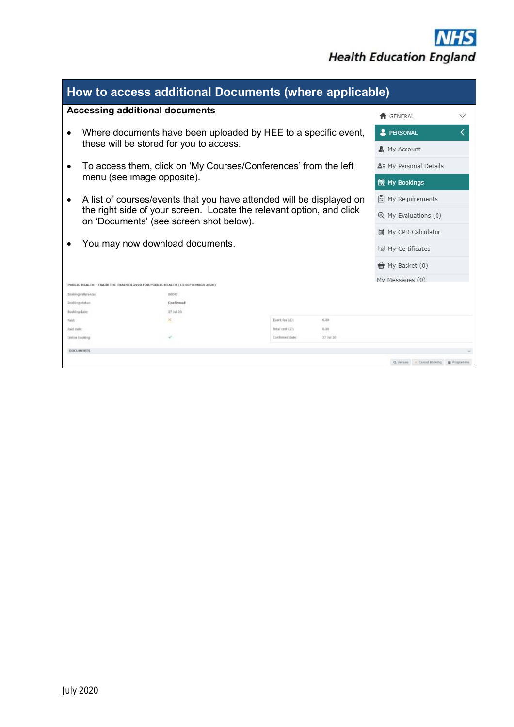## How to access additional Documents (where applicable)

**Accessing additional documents**

- Where documents have been uploaded by HEE to a specific event, these will be stored for you to access.
- To access them, click on 'My Courses/Conferences' from the left menu (see image opposite).
- A list of courses/events that you have attended will be displayed on the right side of your screen. Locate the relevant option, and click on 'Documents' (see screen shot below).
- You may now download documents.

GENERAL
PERSONAL
My Account
My Personal Details
My Bookings
My Requirements
My Evaluations (0)
My CPD Calculator
My Certificates
My Basket (0)
My Messages (0)

PUBLIC HEALTH - TRAIN THE TRAINER 2020 FOR PUBLIC HEALTH (15 SEPTEMBER 2020)

Booking reference:
Booking status: Confirmed
Booking date: 27 Jul 20
Paid:
Paid date:
Online booking:
Event fee (£): 0.00
Total cost (£): 0.00
Confirmed date: 27 Jul 20

DOCUMENTS

Venues | Cancel Booking | Programme

July 2020